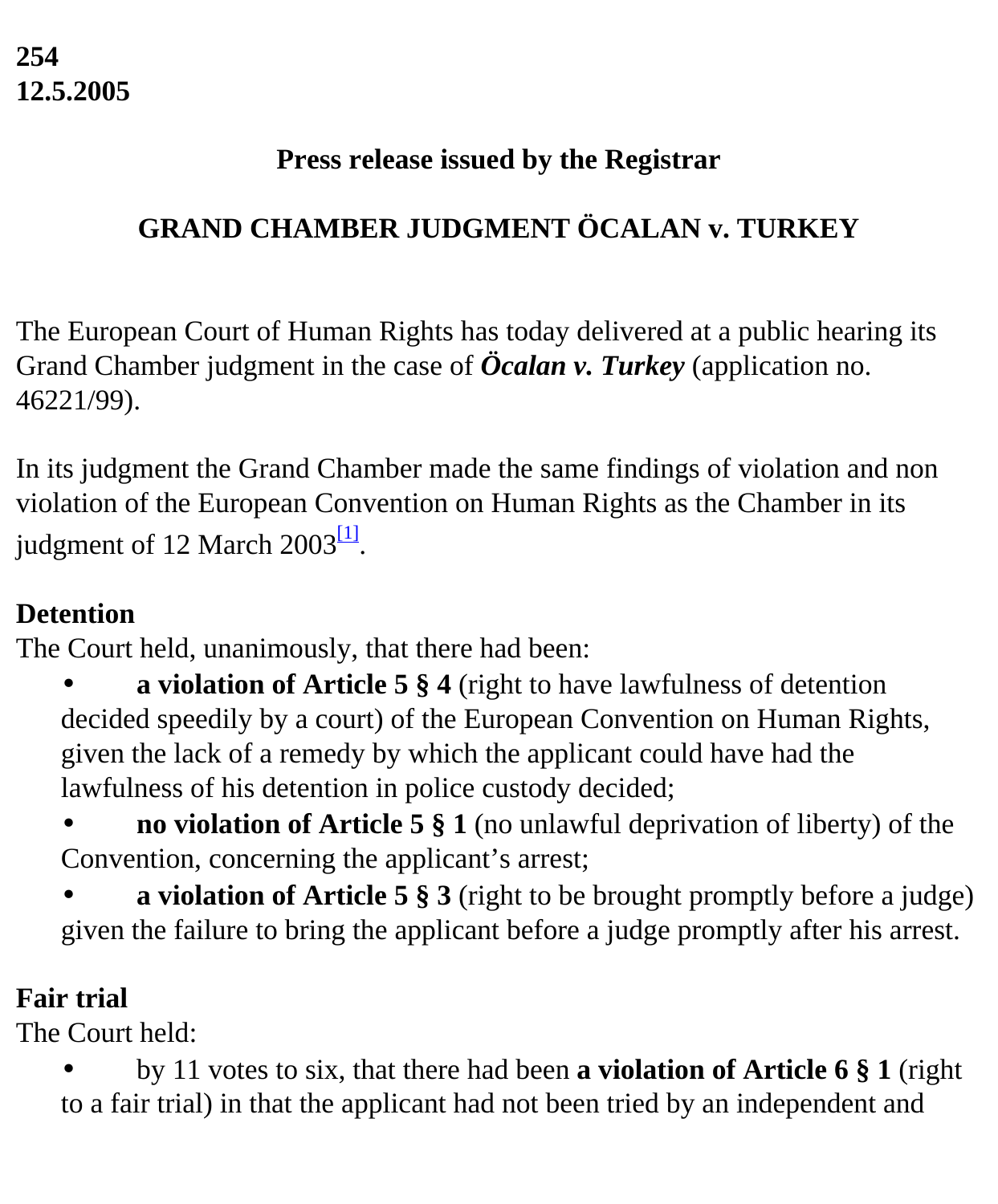**254**
**12.5.2005**

**Press release issued by the Registrar**

## GRAND CHAMBER JUDGMENT ÖCALAN v. TURKEY

The European Court of Human Rights has today delivered at a public hearing its Grand Chamber judgment in the case of ***Öcalan v. Turkey*** (application no. 46221/99).

In its judgment the Grand Chamber made the same findings of violation and non violation of the European Convention on Human Rights as the Chamber in its judgment of 12 March 2003[1].

**Detention**
The Court held, unanimously, that there had been:

- **a violation of Article 5 § 4** (right to have lawfulness of detention decided speedily by a court) of the European Convention on Human Rights, given the lack of a remedy by which the applicant could have had the lawfulness of his detention in police custody decided;
- **no violation of Article 5 § 1** (no unlawful deprivation of liberty) of the Convention, concerning the applicant's arrest;
- **a violation of Article 5 § 3** (right to be brought promptly before a judge) given the failure to bring the applicant before a judge promptly after his arrest.

**Fair trial**
The Court held:

- by 11 votes to six, that there had been **a violation of Article 6 § 1** (right to a fair trial) in that the applicant had not been tried by an independent and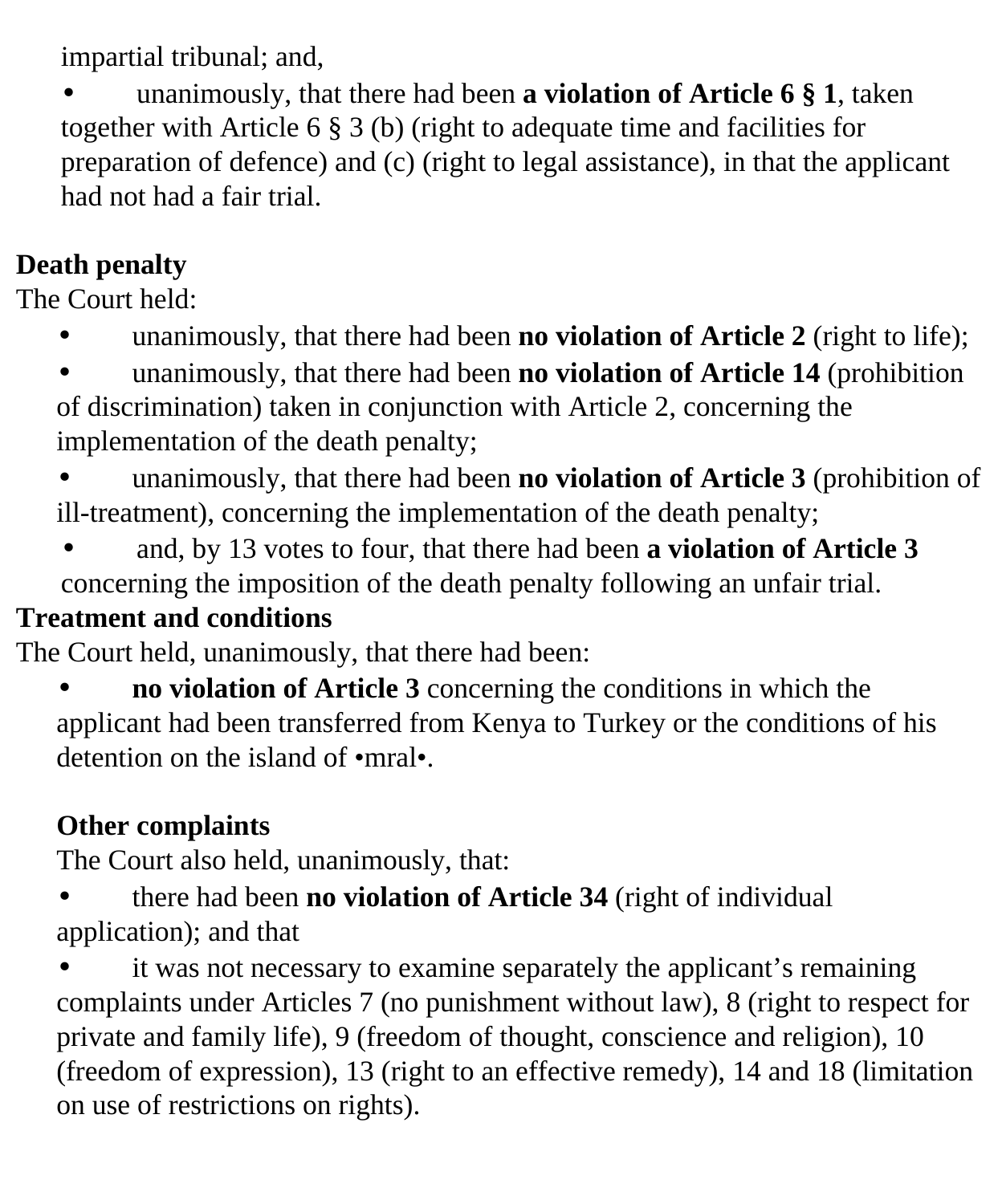impartial tribunal; and,

- unanimously, that there had been **a violation of Article 6 § 1**, taken together with Article 6 § 3 (b) (right to adequate time and facilities for preparation of defence) and (c) (right to legal assistance), in that the applicant had not had a fair trial.

**Death penalty**

The Court held:

- unanimously, that there had been **no violation of Article 2** (right to life);
- unanimously, that there had been **no violation of Article 14** (prohibition of discrimination) taken in conjunction with Article 2, concerning the implementation of the death penalty;
- unanimously, that there had been **no violation of Article 3** (prohibition of ill-treatment), concerning the implementation of the death penalty;
- and, by 13 votes to four, that there had been **a violation of Article 3** concerning the imposition of the death penalty following an unfair trial.

**Treatment and conditions**

The Court held, unanimously, that there had been:

- **no violation of Article 3** concerning the conditions in which the applicant had been transferred from Kenya to Turkey or the conditions of his detention on the island of •mral•.

**Other complaints**

The Court also held, unanimously, that:

- there had been **no violation of Article 34** (right of individual application); and that
- it was not necessary to examine separately the applicant’s remaining complaints under Articles 7 (no punishment without law), 8 (right to respect for private and family life), 9 (freedom of thought, conscience and religion), 10 (freedom of expression), 13 (right to an effective remedy), 14 and 18 (limitation on use of restrictions on rights).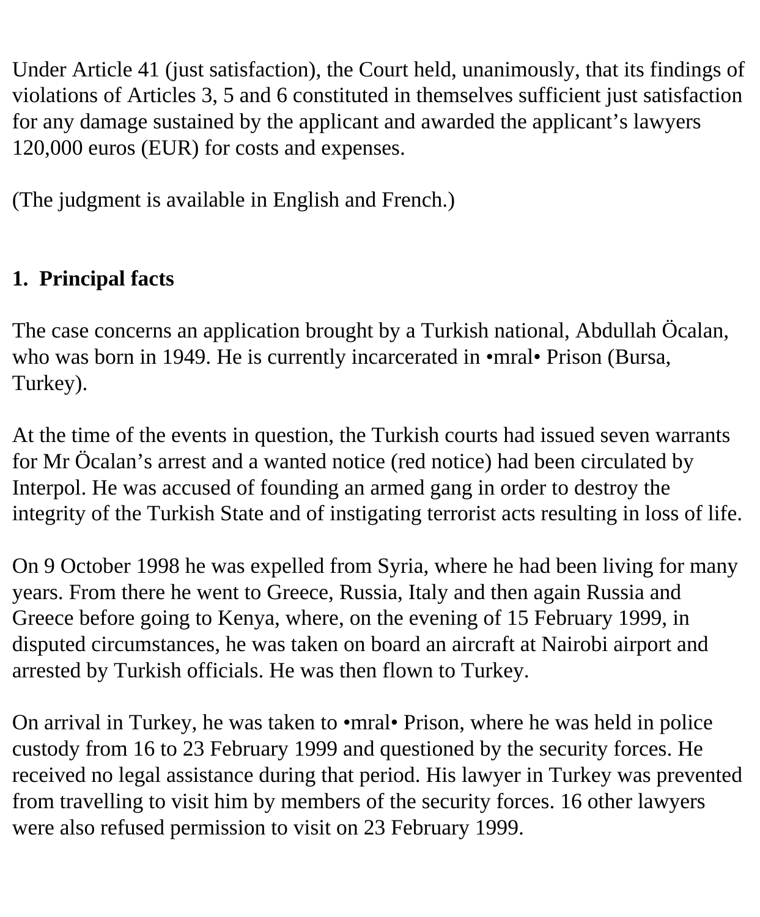Under Article 41 (just satisfaction), the Court held, unanimously, that its findings of violations of Articles 3, 5 and 6 constituted in themselves sufficient just satisfaction for any damage sustained by the applicant and awarded the applicant's lawyers 120,000 euros (EUR) for costs and expenses.

(The judgment is available in English and French.)

## 1. Principal facts

The case concerns an application brought by a Turkish national, Abdullah Öcalan, who was born in 1949. He is currently incarcerated in •mral• Prison (Bursa, Turkey).

At the time of the events in question, the Turkish courts had issued seven warrants for Mr Öcalan's arrest and a wanted notice (red notice) had been circulated by Interpol. He was accused of founding an armed gang in order to destroy the integrity of the Turkish State and of instigating terrorist acts resulting in loss of life.

On 9 October 1998 he was expelled from Syria, where he had been living for many years. From there he went to Greece, Russia, Italy and then again Russia and Greece before going to Kenya, where, on the evening of 15 February 1999, in disputed circumstances, he was taken on board an aircraft at Nairobi airport and arrested by Turkish officials. He was then flown to Turkey.

On arrival in Turkey, he was taken to •mral• Prison, where he was held in police custody from 16 to 23 February 1999 and questioned by the security forces. He received no legal assistance during that period. His lawyer in Turkey was prevented from travelling to visit him by members of the security forces. 16 other lawyers were also refused permission to visit on 23 February 1999.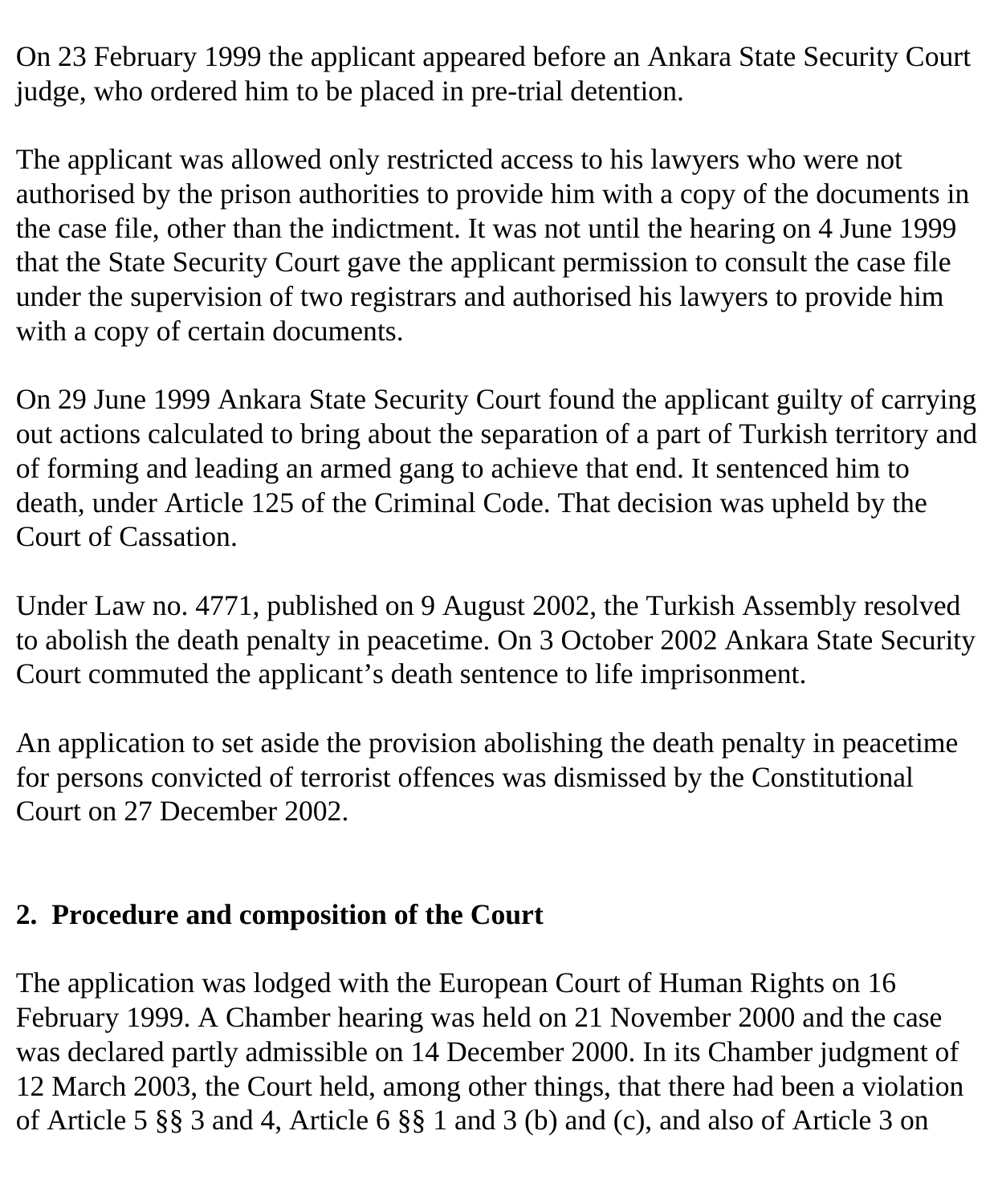On 23 February 1999 the applicant appeared before an Ankara State Security Court judge, who ordered him to be placed in pre-trial detention.

The applicant was allowed only restricted access to his lawyers who were not authorised by the prison authorities to provide him with a copy of the documents in the case file, other than the indictment. It was not until the hearing on 4 June 1999 that the State Security Court gave the applicant permission to consult the case file under the supervision of two registrars and authorised his lawyers to provide him with a copy of certain documents.

On 29 June 1999 Ankara State Security Court found the applicant guilty of carrying out actions calculated to bring about the separation of a part of Turkish territory and of forming and leading an armed gang to achieve that end. It sentenced him to death, under Article 125 of the Criminal Code. That decision was upheld by the Court of Cassation.

Under Law no. 4771, published on 9 August 2002, the Turkish Assembly resolved to abolish the death penalty in peacetime. On 3 October 2002 Ankara State Security Court commuted the applicant’s death sentence to life imprisonment.

An application to set aside the provision abolishing the death penalty in peacetime for persons convicted of terrorist offences was dismissed by the Constitutional Court on 27 December 2002.

## 2. Procedure and composition of the Court

The application was lodged with the European Court of Human Rights on 16 February 1999. A Chamber hearing was held on 21 November 2000 and the case was declared partly admissible on 14 December 2000. In its Chamber judgment of 12 March 2003, the Court held, among other things, that there had been a violation of Article 5 §§ 3 and 4, Article 6 §§ 1 and 3 (b) and (c), and also of Article 3 on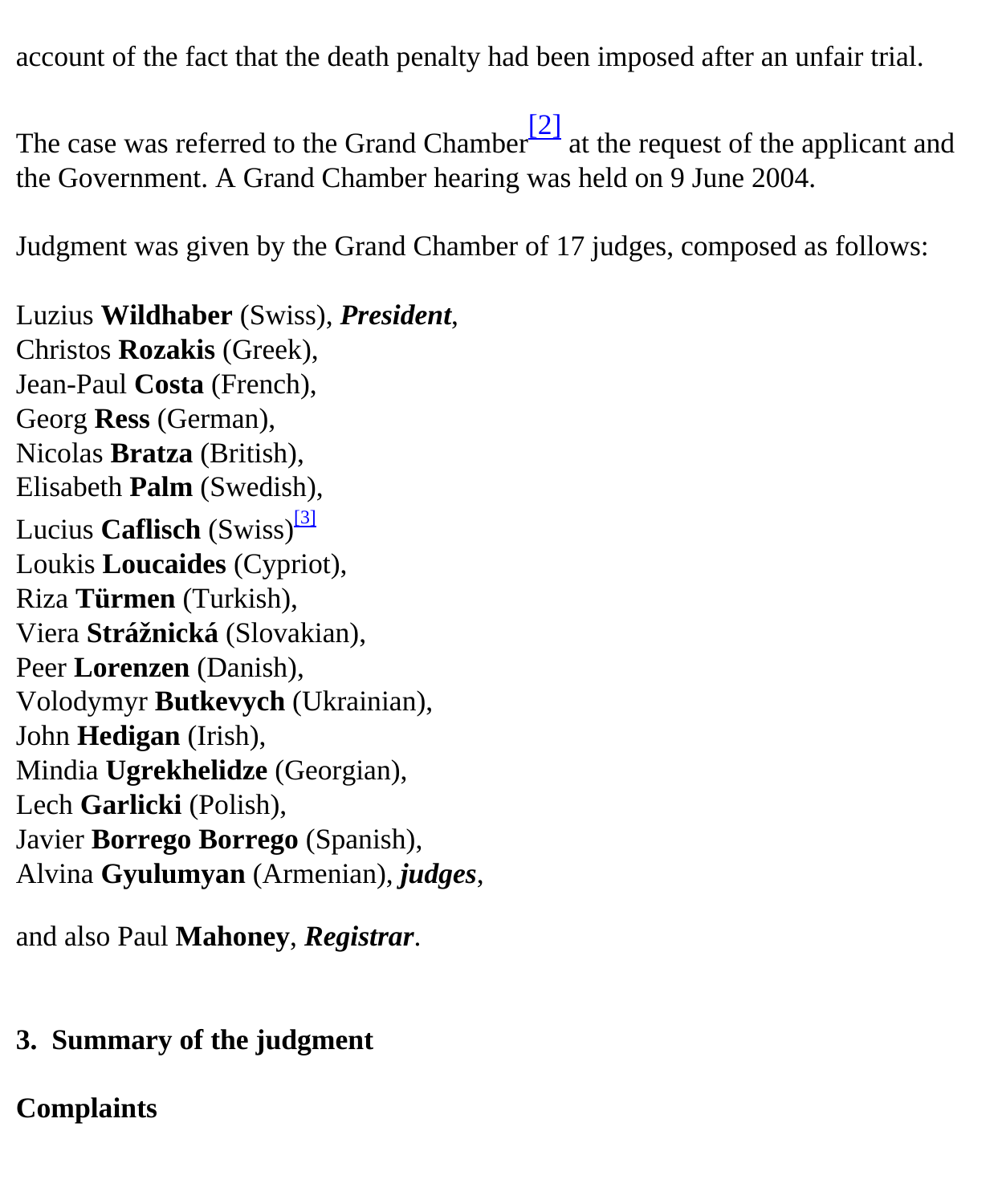account of the fact that the death penalty had been imposed after an unfair trial.

The case was referred to the Grand Chamber[2] at the request of the applicant and the Government. A Grand Chamber hearing was held on 9 June 2004.

Judgment was given by the Grand Chamber of 17 judges, composed as follows:

Luzius **Wildhaber** (Swiss), ***President***,  
Christos **Rozakis** (Greek),  
Jean-Paul **Costa** (French),  
Georg **Ress** (German),  
Nicolas **Bratza** (British),  
Elisabeth **Palm** (Swedish),  
Lucius **Caflisch** (Swiss)[3]  
Loukis **Loucaides** (Cypriot),  
Riza **Türmen** (Turkish),  
Viera **Strážnická** (Slovakian),  
Peer **Lorenzen** (Danish),  
Volodymyr **Butkevych** (Ukrainian),  
John **Hedigan** (Irish),  
Mindia **Ugrekhelidze** (Georgian),  
Lech **Garlicki** (Polish),  
Javier **Borrego Borrego** (Spanish),  
Alvina **Gyulumyan** (Armenian), ***judges***,

and also Paul **Mahoney**, ***Registrar***.

## 3. Summary of the judgment

### Complaints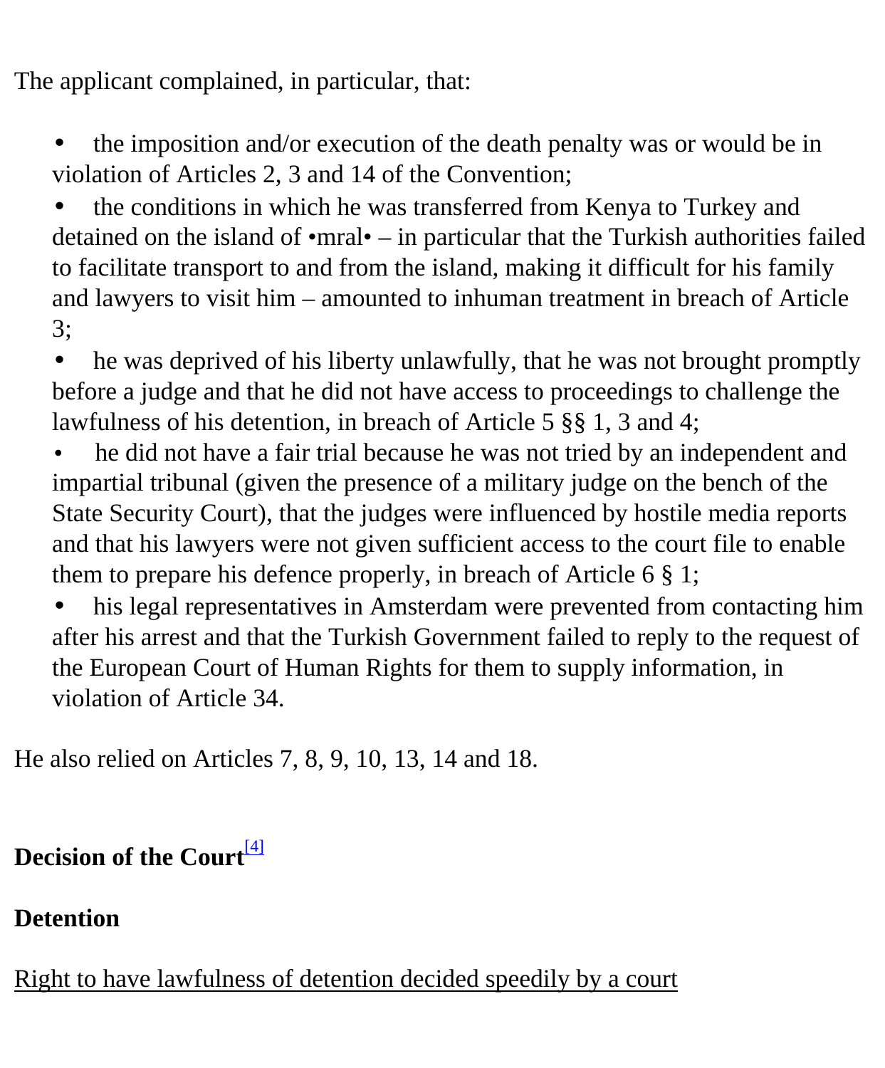The applicant complained, in particular, that:

- the imposition and/or execution of the death penalty was or would be in violation of Articles 2, 3 and 14 of the Convention;
- the conditions in which he was transferred from Kenya to Turkey and detained on the island of •mral• – in particular that the Turkish authorities failed to facilitate transport to and from the island, making it difficult for his family and lawyers to visit him – amounted to inhuman treatment in breach of Article 3;
- he was deprived of his liberty unlawfully, that he was not brought promptly before a judge and that he did not have access to proceedings to challenge the lawfulness of his detention, in breach of Article 5 §§ 1, 3 and 4;
- he did not have a fair trial because he was not tried by an independent and impartial tribunal (given the presence of a military judge on the bench of the State Security Court), that the judges were influenced by hostile media reports and that his lawyers were not given sufficient access to the court file to enable them to prepare his defence properly, in breach of Article 6 § 1;
- his legal representatives in Amsterdam were prevented from contacting him after his arrest and that the Turkish Government failed to reply to the request of the European Court of Human Rights for them to supply information, in violation of Article 34.

He also relied on Articles 7, 8, 9, 10, 13, 14 and 18.

## Decision of the Court[4]

### Detention

Right to have lawfulness of detention decided speedily by a court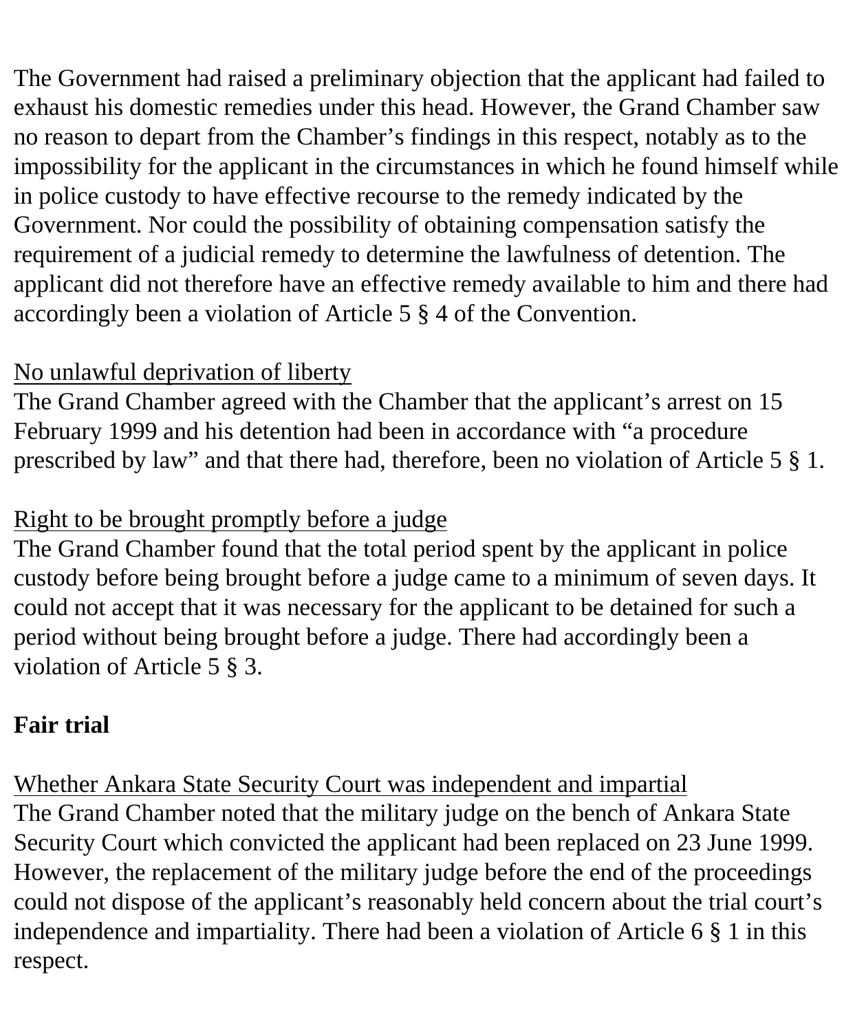The Government had raised a preliminary objection that the applicant had failed to exhaust his domestic remedies under this head. However, the Grand Chamber saw no reason to depart from the Chamber’s findings in this respect, notably as to the impossibility for the applicant in the circumstances in which he found himself while in police custody to have effective recourse to the remedy indicated by the Government. Nor could the possibility of obtaining compensation satisfy the requirement of a judicial remedy to determine the lawfulness of detention. The applicant did not therefore have an effective remedy available to him and there had accordingly been a violation of Article 5 § 4 of the Convention.

<u>No unlawful deprivation of liberty</u>

The Grand Chamber agreed with the Chamber that the applicant’s arrest on 15 February 1999 and his detention had been in accordance with “a procedure prescribed by law” and that there had, therefore, been no violation of Article 5 § 1.

<u>Right to be brought promptly before a judge</u>

The Grand Chamber found that the total period spent by the applicant in police custody before being brought before a judge came to a minimum of seven days. It could not accept that it was necessary for the applicant to be detained for such a period without being brought before a judge. There had accordingly been a violation of Article 5 § 3.

**Fair trial**

<u>Whether Ankara State Security Court was independent and impartial</u>

The Grand Chamber noted that the military judge on the bench of Ankara State Security Court which convicted the applicant had been replaced on 23 June 1999. However, the replacement of the military judge before the end of the proceedings could not dispose of the applicant’s reasonably held concern about the trial court’s independence and impartiality. There had been a violation of Article 6 § 1 in this respect.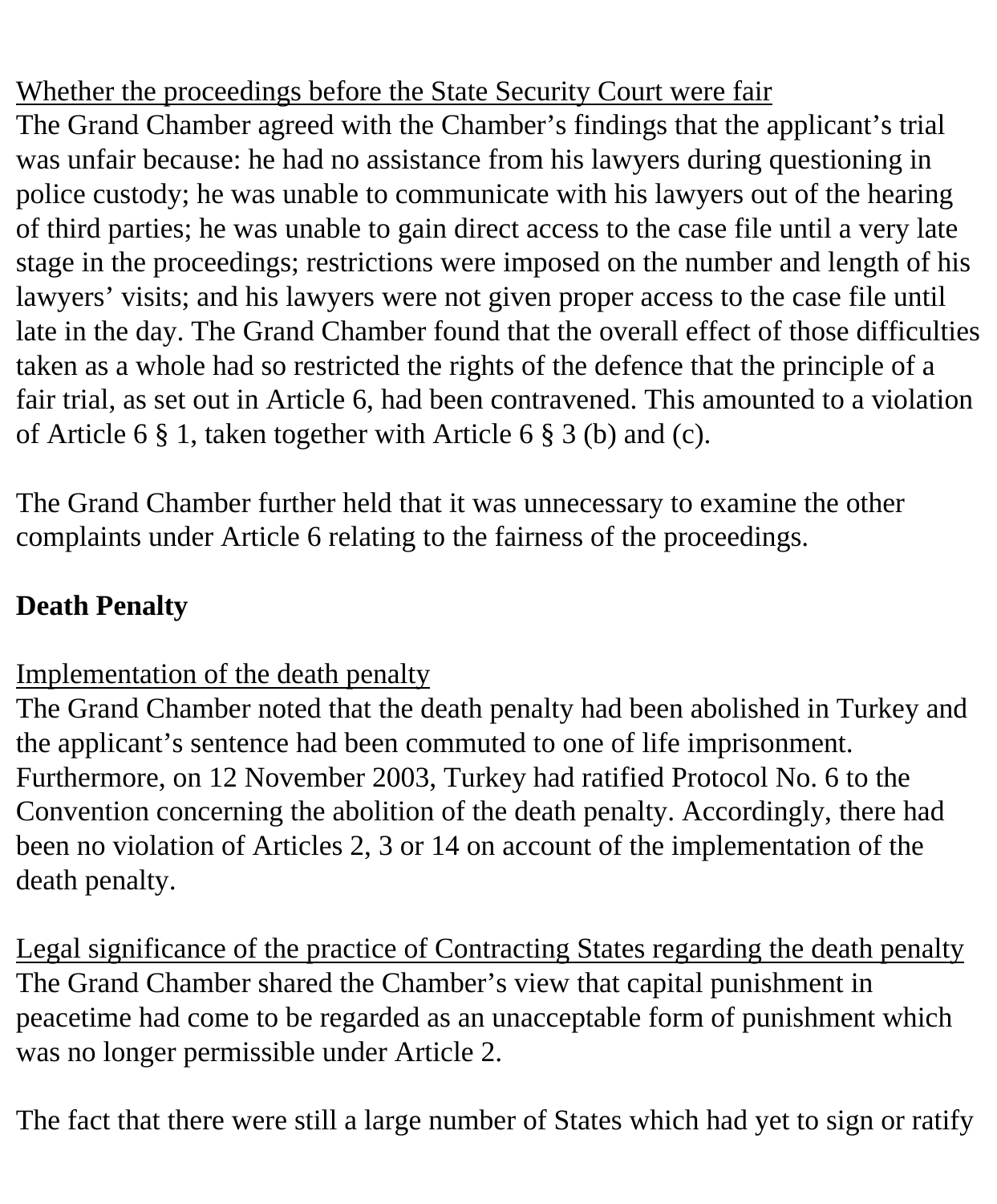Whether the proceedings before the State Security Court were fair

The Grand Chamber agreed with the Chamber's findings that the applicant's trial was unfair because: he had no assistance from his lawyers during questioning in police custody; he was unable to communicate with his lawyers out of the hearing of third parties; he was unable to gain direct access to the case file until a very late stage in the proceedings; restrictions were imposed on the number and length of his lawyers' visits; and his lawyers were not given proper access to the case file until late in the day. The Grand Chamber found that the overall effect of those difficulties taken as a whole had so restricted the rights of the defence that the principle of a fair trial, as set out in Article 6, had been contravened. This amounted to a violation of Article 6 § 1, taken together with Article 6 § 3 (b) and (c).

The Grand Chamber further held that it was unnecessary to examine the other complaints under Article 6 relating to the fairness of the proceedings.

**Death Penalty**

Implementation of the death penalty

The Grand Chamber noted that the death penalty had been abolished in Turkey and the applicant's sentence had been commuted to one of life imprisonment. Furthermore, on 12 November 2003, Turkey had ratified Protocol No. 6 to the Convention concerning the abolition of the death penalty. Accordingly, there had been no violation of Articles 2, 3 or 14 on account of the implementation of the death penalty.

Legal significance of the practice of Contracting States regarding the death penalty

The Grand Chamber shared the Chamber's view that capital punishment in peacetime had come to be regarded as an unacceptable form of punishment which was no longer permissible under Article 2.

The fact that there were still a large number of States which had yet to sign or ratify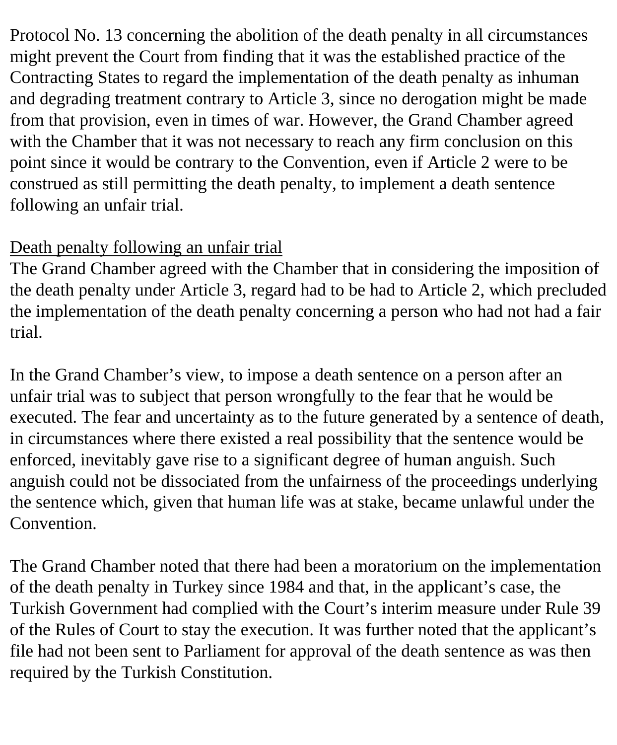Protocol No. 13 concerning the abolition of the death penalty in all circumstances might prevent the Court from finding that it was the established practice of the Contracting States to regard the implementation of the death penalty as inhuman and degrading treatment contrary to Article 3, since no derogation might be made from that provision, even in times of war. However, the Grand Chamber agreed with the Chamber that it was not necessary to reach any firm conclusion on this point since it would be contrary to the Convention, even if Article 2 were to be construed as still permitting the death penalty, to implement a death sentence following an unfair trial.

<u>Death penalty following an unfair trial</u>

The Grand Chamber agreed with the Chamber that in considering the imposition of the death penalty under Article 3, regard had to be had to Article 2, which precluded the implementation of the death penalty concerning a person who had not had a fair trial.

In the Grand Chamber's view, to impose a death sentence on a person after an unfair trial was to subject that person wrongfully to the fear that he would be executed. The fear and uncertainty as to the future generated by a sentence of death, in circumstances where there existed a real possibility that the sentence would be enforced, inevitably gave rise to a significant degree of human anguish. Such anguish could not be dissociated from the unfairness of the proceedings underlying the sentence which, given that human life was at stake, became unlawful under the Convention.

The Grand Chamber noted that there had been a moratorium on the implementation of the death penalty in Turkey since 1984 and that, in the applicant's case, the Turkish Government had complied with the Court's interim measure under Rule 39 of the Rules of Court to stay the execution. It was further noted that the applicant's file had not been sent to Parliament for approval of the death sentence as was then required by the Turkish Constitution.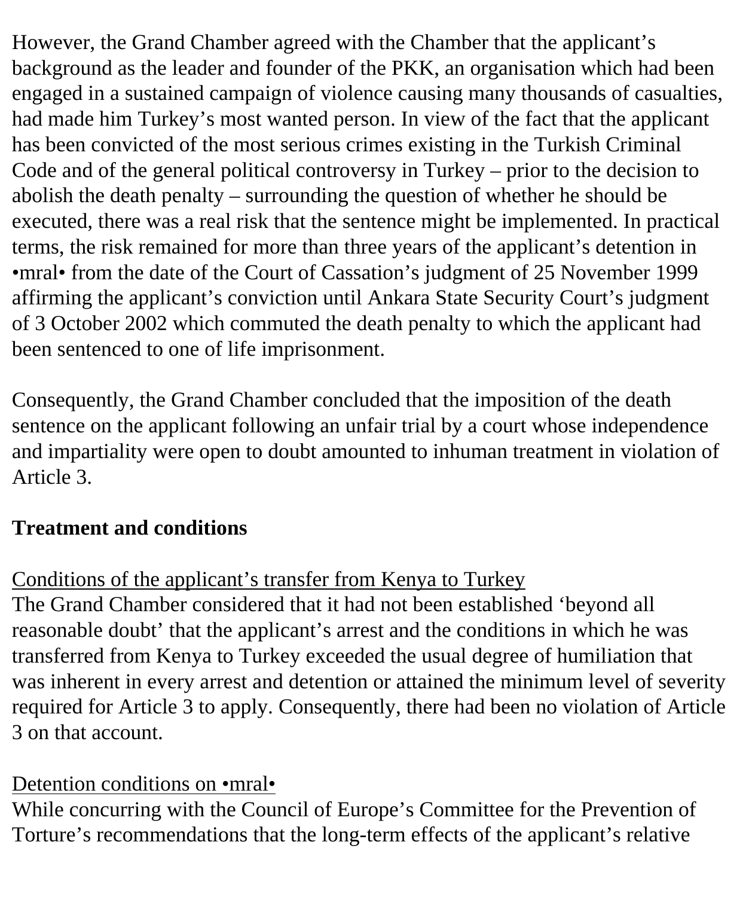However, the Grand Chamber agreed with the Chamber that the applicant's background as the leader and founder of the PKK, an organisation which had been engaged in a sustained campaign of violence causing many thousands of casualties, had made him Turkey's most wanted person. In view of the fact that the applicant has been convicted of the most serious crimes existing in the Turkish Criminal Code and of the general political controversy in Turkey – prior to the decision to abolish the death penalty – surrounding the question of whether he should be executed, there was a real risk that the sentence might be implemented. In practical terms, the risk remained for more than three years of the applicant's detention in •mral• from the date of the Court of Cassation's judgment of 25 November 1999 affirming the applicant's conviction until Ankara State Security Court's judgment of 3 October 2002 which commuted the death penalty to which the applicant had been sentenced to one of life imprisonment.

Consequently, the Grand Chamber concluded that the imposition of the death sentence on the applicant following an unfair trial by a court whose independence and impartiality were open to doubt amounted to inhuman treatment in violation of Article 3.

**Treatment and conditions**

Conditions of the applicant's transfer from Kenya to Turkey
The Grand Chamber considered that it had not been established 'beyond all reasonable doubt' that the applicant's arrest and the conditions in which he was transferred from Kenya to Turkey exceeded the usual degree of humiliation that was inherent in every arrest and detention or attained the minimum level of severity required for Article 3 to apply. Consequently, there had been no violation of Article 3 on that account.

Detention conditions on •mral•
While concurring with the Council of Europe's Committee for the Prevention of Torture's recommendations that the long-term effects of the applicant's relative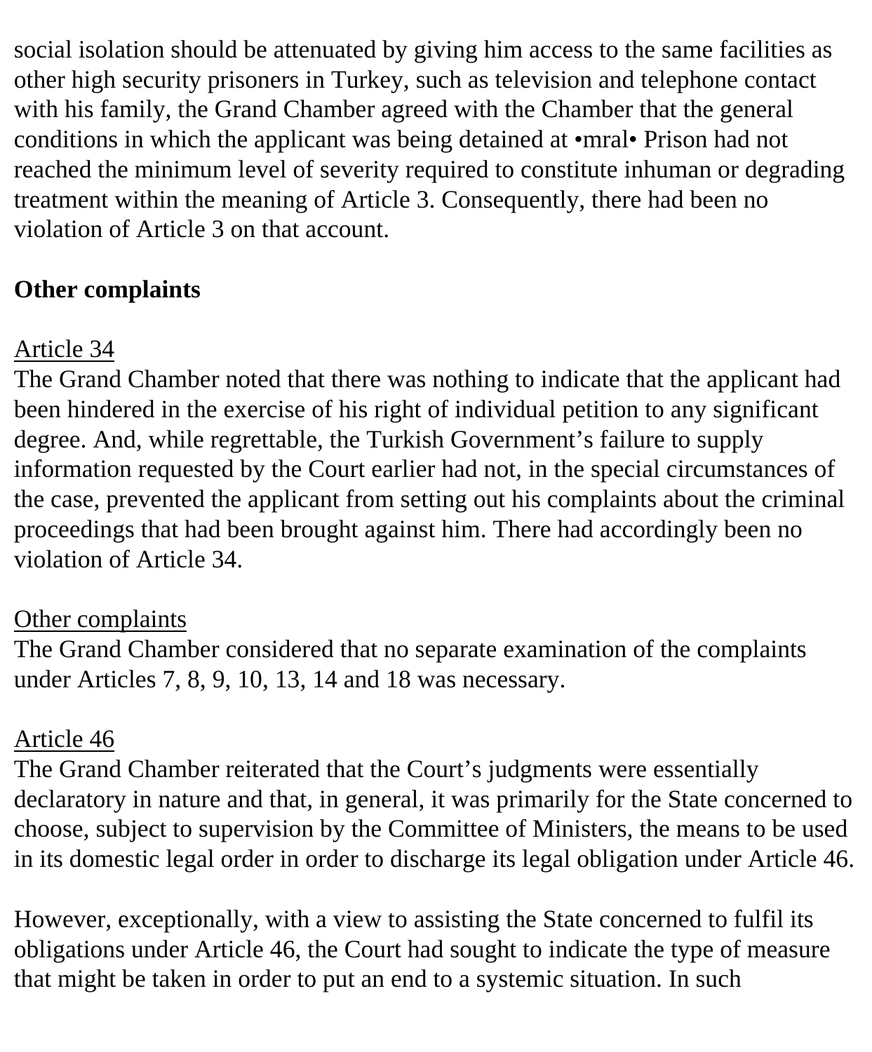social isolation should be attenuated by giving him access to the same facilities as other high security prisoners in Turkey, such as television and telephone contact with his family, the Grand Chamber agreed with the Chamber that the general conditions in which the applicant was being detained at •mral• Prison had not reached the minimum level of severity required to constitute inhuman or degrading treatment within the meaning of Article 3. Consequently, there had been no violation of Article 3 on that account.

**Other complaints**

Article 34

The Grand Chamber noted that there was nothing to indicate that the applicant had been hindered in the exercise of his right of individual petition to any significant degree. And, while regrettable, the Turkish Government's failure to supply information requested by the Court earlier had not, in the special circumstances of the case, prevented the applicant from setting out his complaints about the criminal proceedings that had been brought against him. There had accordingly been no violation of Article 34.

Other complaints

The Grand Chamber considered that no separate examination of the complaints under Articles 7, 8, 9, 10, 13, 14 and 18 was necessary.

Article 46

The Grand Chamber reiterated that the Court's judgments were essentially declaratory in nature and that, in general, it was primarily for the State concerned to choose, subject to supervision by the Committee of Ministers, the means to be used in its domestic legal order in order to discharge its legal obligation under Article 46.

However, exceptionally, with a view to assisting the State concerned to fulfil its obligations under Article 46, the Court had sought to indicate the type of measure that might be taken in order to put an end to a systemic situation. In such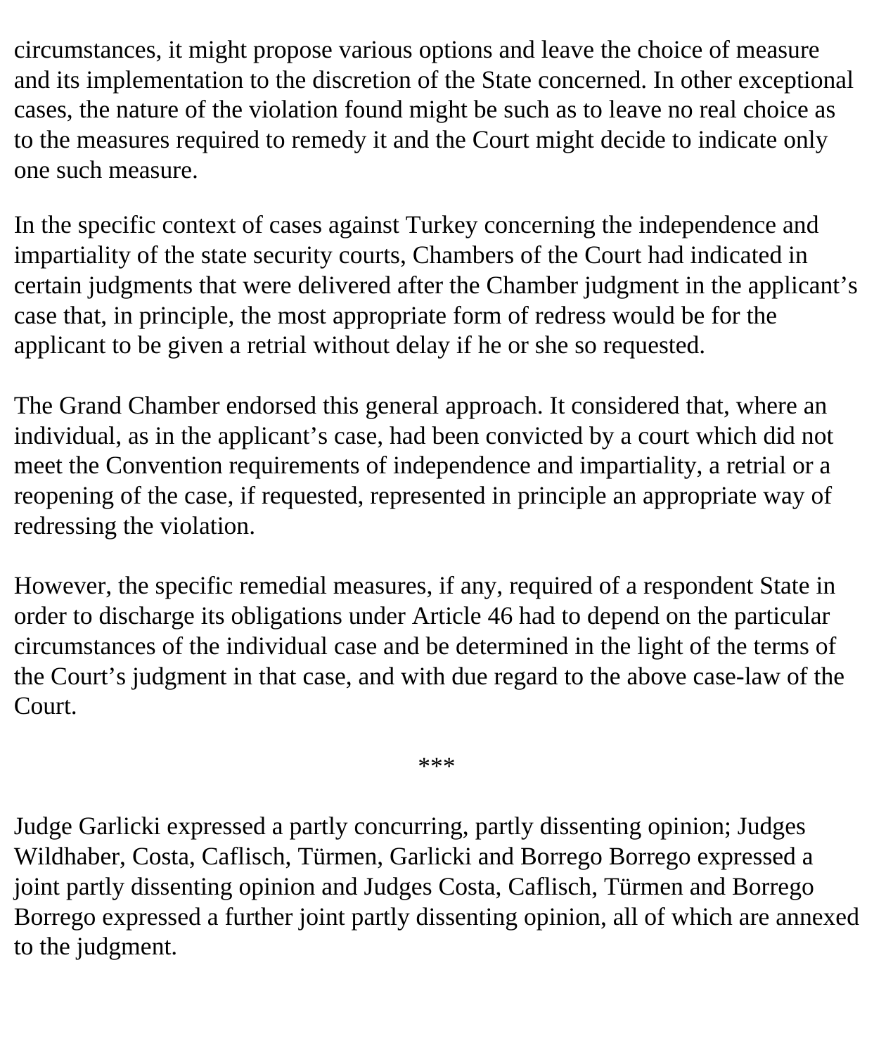circumstances, it might propose various options and leave the choice of measure and its implementation to the discretion of the State concerned. In other exceptional cases, the nature of the violation found might be such as to leave no real choice as to the measures required to remedy it and the Court might decide to indicate only one such measure.

In the specific context of cases against Turkey concerning the independence and impartiality of the state security courts, Chambers of the Court had indicated in certain judgments that were delivered after the Chamber judgment in the applicant's case that, in principle, the most appropriate form of redress would be for the applicant to be given a retrial without delay if he or she so requested.

The Grand Chamber endorsed this general approach. It considered that, where an individual, as in the applicant's case, had been convicted by a court which did not meet the Convention requirements of independence and impartiality, a retrial or a reopening of the case, if requested, represented in principle an appropriate way of redressing the violation.

However, the specific remedial measures, if any, required of a respondent State in order to discharge its obligations under Article 46 had to depend on the particular circumstances of the individual case and be determined in the light of the terms of the Court's judgment in that case, and with due regard to the above case-law of the Court.

***

Judge Garlicki expressed a partly concurring, partly dissenting opinion; Judges Wildhaber, Costa, Caflisch, Türmen, Garlicki and Borrego Borrego expressed a joint partly dissenting opinion and Judges Costa, Caflisch, Türmen and Borrego Borrego expressed a further joint partly dissenting opinion, all of which are annexed to the judgment.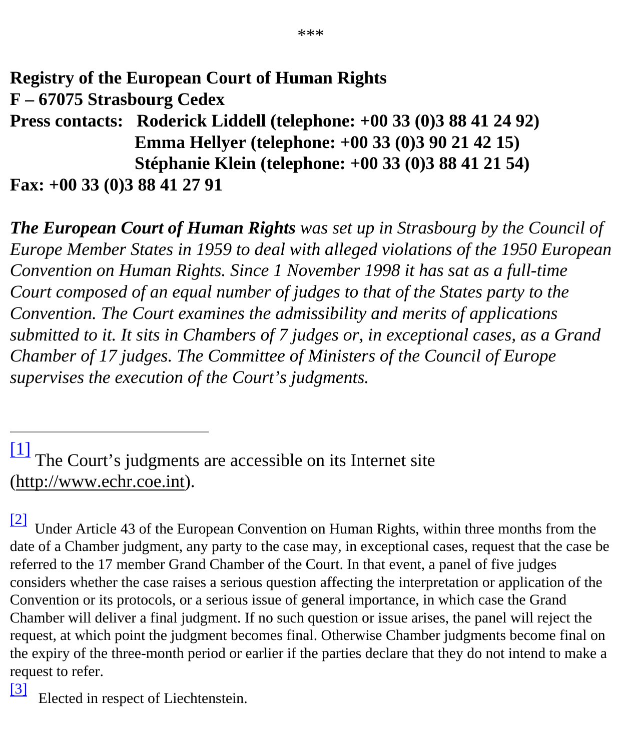\*\*\*

**Registry of the European Court of Human Rights**
**F – 67075 Strasbourg Cedex**
**Press contacts: Roderick Liddell (telephone: +00 33 (0)3 88 41 24 92)**
**Emma Hellyer (telephone: +00 33 (0)3 90 21 42 15)**
**Stéphanie Klein (telephone: +00 33 (0)3 88 41 21 54)**
**Fax: +00 33 (0)3 88 41 27 91**

***The European Court of Human Rights*** *was set up in Strasbourg by the Council of Europe Member States in 1959 to deal with alleged violations of the 1950 European Convention on Human Rights. Since 1 November 1998 it has sat as a full-time Court composed of an equal number of judges to that of the States party to the Convention. The Court examines the admissibility and merits of applications submitted to it. It sits in Chambers of 7 judges or, in exceptional cases, as a Grand Chamber of 17 judges. The Committee of Ministers of the Council of Europe supervises the execution of the Court's judgments.*

---

[1] The Court's judgments are accessible on its Internet site (http://www.echr.coe.int).

[2] Under Article 43 of the European Convention on Human Rights, within three months from the date of a Chamber judgment, any party to the case may, in exceptional cases, request that the case be referred to the 17 member Grand Chamber of the Court. In that event, a panel of five judges considers whether the case raises a serious question affecting the interpretation or application of the Convention or its protocols, or a serious issue of general importance, in which case the Grand Chamber will deliver a final judgment. If no such question or issue arises, the panel will reject the request, at which point the judgment becomes final. Otherwise Chamber judgments become final on the expiry of the three-month period or earlier if the parties declare that they do not intend to make a request to refer.

[3] Elected in respect of Liechtenstein.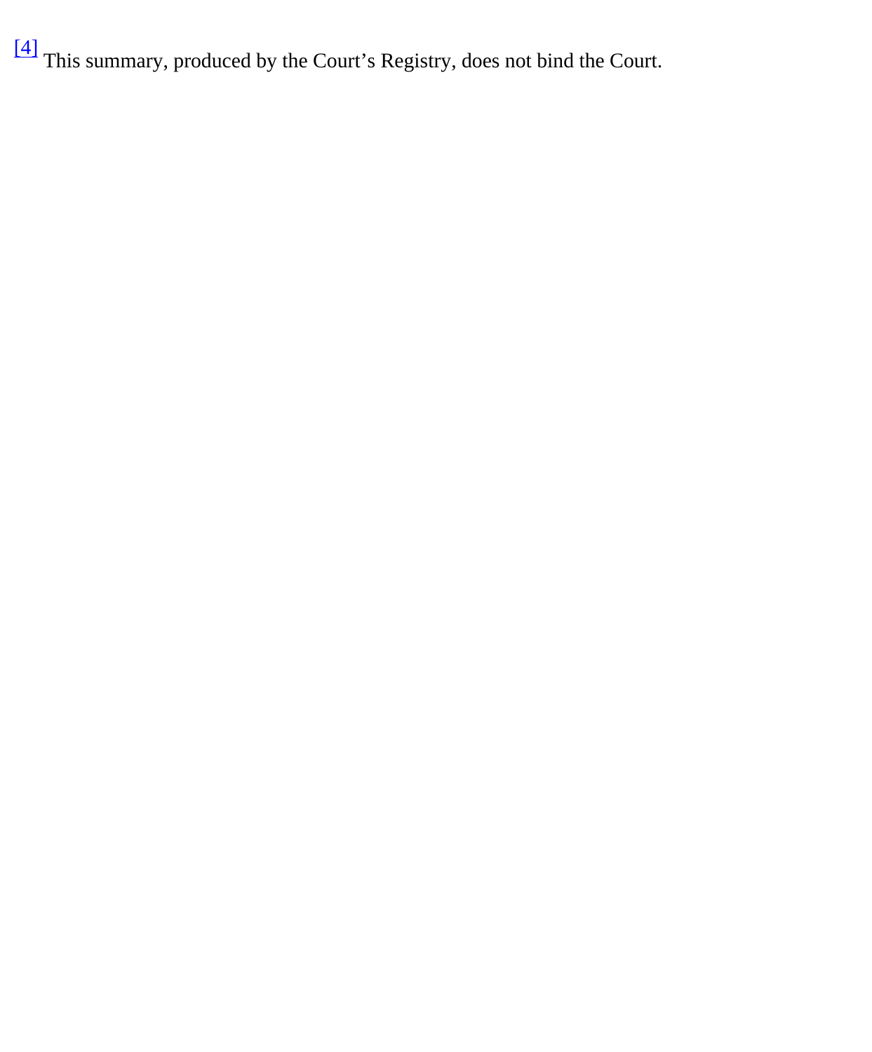[4] This summary, produced by the Court’s Registry, does not bind the Court.